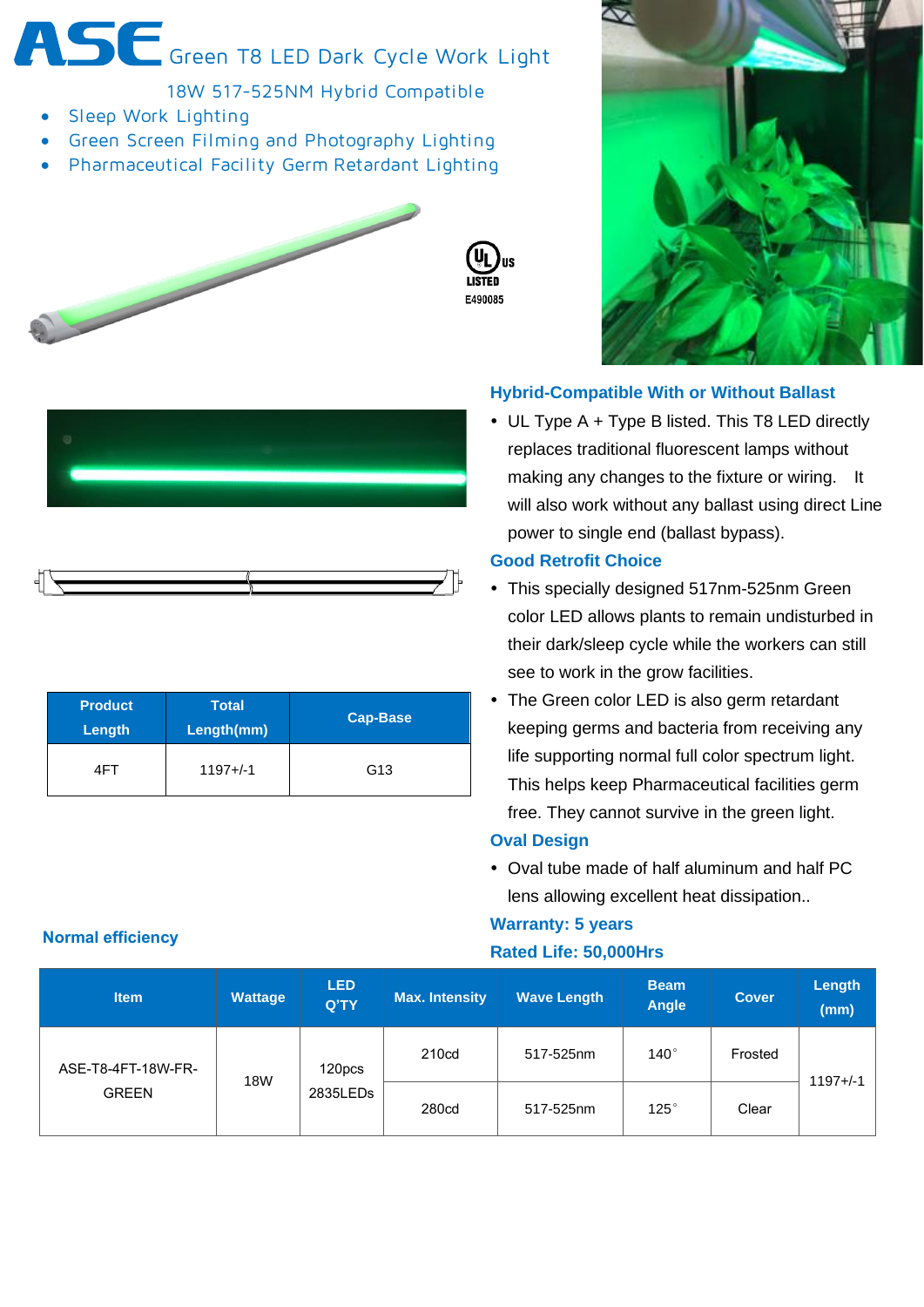# ASE Green T8 LED Dark Cycle Work Light

18W 517-525NM Hybrid Compatible

- Sleep Work Lighting
- Green Screen Filming and Photography Lighting
- Pharmaceutical Facility Germ Retardant Lighting

UL US LISTED
E490085

| Product Length | Total Length(mm) | Cap-Base |
|---|---|---|
| 4FT | 1197+/-1 | G13 |

### Hybrid-Compatible With or Without Ballast

- UL Type A + Type B listed. This T8 LED directly replaces traditional fluorescent lamps without making any changes to the fixture or wiring. It will also work without any ballast using direct Line power to single end (ballast bypass).

### Good Retrofit Choice

- This specially designed 517nm-525nm Green color LED allows plants to remain undisturbed in their dark/sleep cycle while the workers can still see to work in the grow facilities.
- The Green color LED is also germ retardant keeping germs and bacteria from receiving any life supporting normal full color spectrum light. This helps keep Pharmaceutical facilities germ free. They cannot survive in the green light.

### Oval Design

- Oval tube made of half aluminum and half PC lens allowing excellent heat dissipation..

### Warranty: 5 years

### Rated Life: 50,000Hrs

### Normal efficiency

| Item | Wattage | LED Q'TY | Max. Intensity | Wave Length | Beam Angle | Cover | Length (mm) |
|---|---|---|---|---|---|---|---|
| ASE-T8-4FT-18W-FR-GREEN | 18W | 120pcs 2835LEDs | 210cd | 517-525nm | 140° | Frosted | 1197+/-1 |
| | | | 280cd | 517-525nm | 125° | Clear | |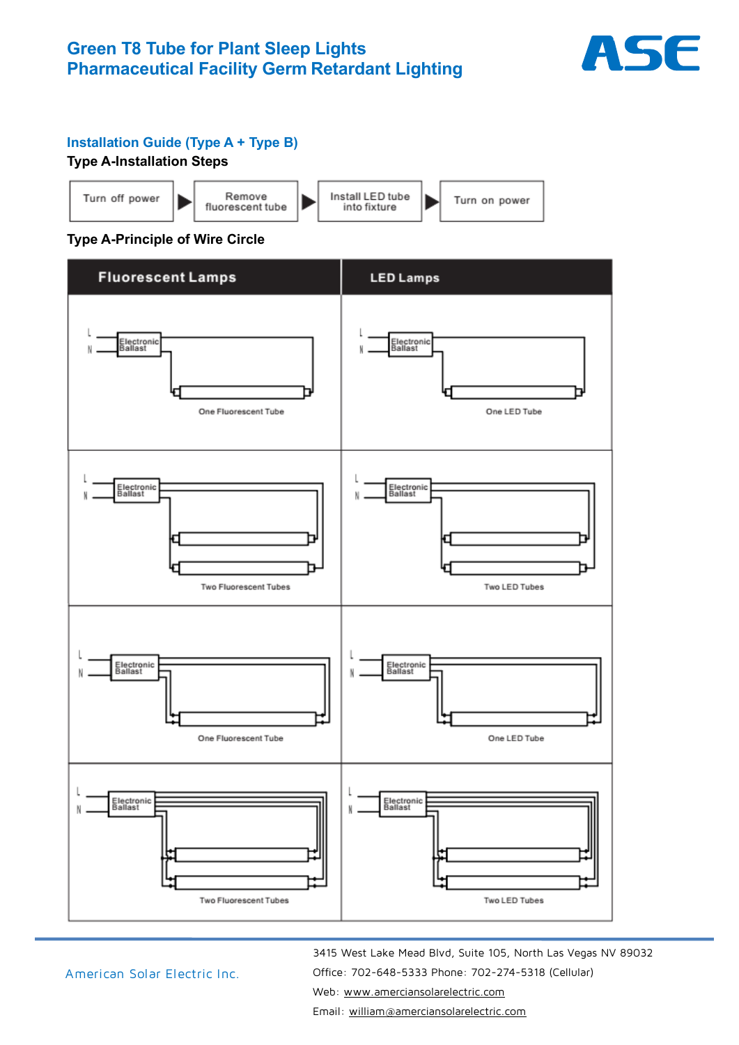# Green T8 Tube for Plant Sleep Lights
# Pharmaceutical Facility Germ Retardant Lighting

## Installation Guide (Type A + Type B)

### Type A-Installation Steps

Turn off power ▶ Remove fluorescent tube ▶ Install LED tube into fixture ▶ Turn on power

### Type A-Principle of Wire Circle

| Fluorescent Lamps | LED Lamps |
|---|---|
| L, N, Electronic Ballast — One Fluorescent Tube | L, N, Electronic Ballast — One LED Tube |
| L, N, Electronic Ballast — Two Fluorescent Tubes | L, N, Electronic Ballast — Two LED Tubes |
| L, N, Electronic Ballast — One Fluorescent Tube | L, N, Electronic Ballast — One LED Tube |
| L, N, Electronic Ballast — Two Fluorescent Tubes | L, N, Electronic Ballast — Two LED Tubes |

American Solar Electric Inc.

3415 West Lake Mead Blvd, Suite 105, North Las Vegas NV 89032
Office: 702-648-5333 Phone: 702-274-5318 (Cellular)
Web: www.amerciansolarelectric.com
Email: william@amerciansolarelectric.com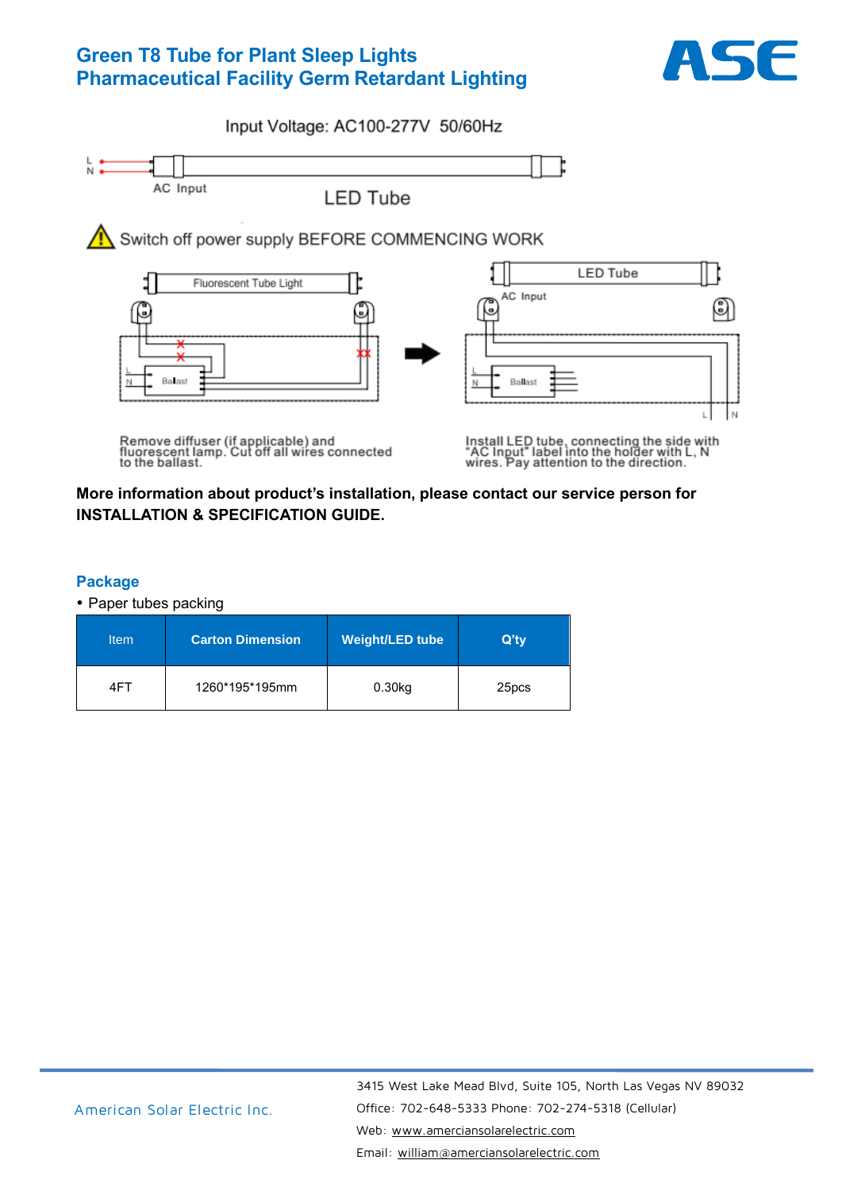# Green T8 Tube for Plant Sleep Lights
# Pharmaceutical Facility Germ Retardant Lighting

Input Voltage: AC100-277V 50/60Hz

L
N
AC Input
LED Tube

⚠ Switch off power supply BEFORE COMMENCING WORK

Fluorescent Tube Light
L
N
Ballast

LED Tube
AC Input
L
N
Ballast
L N

Remove diffuser (if applicable) and fluorescent lamp. Cut off all wires connected to the ballast.

Install LED tube, connecting the side with "AC Input" label into the holder with L, N wires. Pay attention to the direction.

**More information about product's installation, please contact our service person for INSTALLATION & SPECIFICATION GUIDE.**

## Package

- Paper tubes packing

| Item | Carton Dimension | Weight/LED tube | Q'ty |
|---|---|---|---|
| 4FT | 1260*195*195mm | 0.30kg | 25pcs |

American Solar Electric Inc.

3415 West Lake Mead Blvd, Suite 105, North Las Vegas NV 89032
Office: 702-648-5333 Phone: 702-274-5318 (Cellular)
Web: www.amerciansolarelectric.com
Email: william@amerciansolarelectric.com